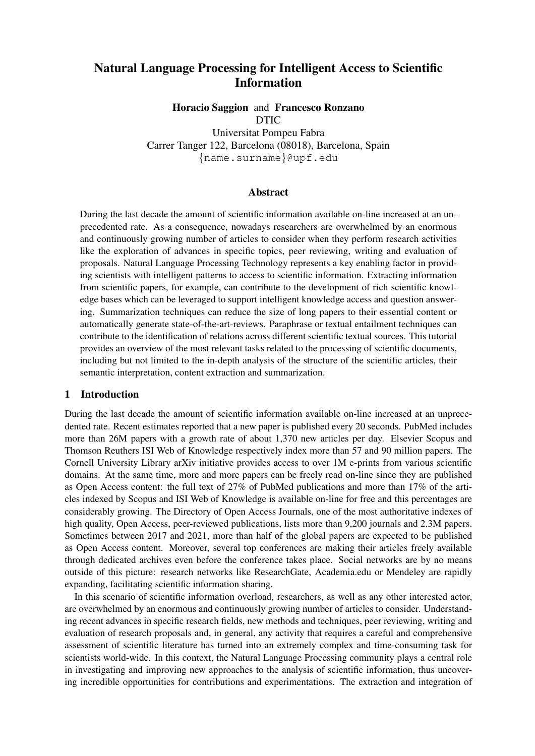# Natural Language Processing for Intelligent Access to Scientific Information

**Horacio Saggion** and **Francesco Ronzano**
DTIC
Universitat Pompeu Fabra
Carrer Tanger 122, Barcelona (08018), Barcelona, Spain
{name.surname}@upf.edu

## Abstract

During the last decade the amount of scientific information available on-line increased at an unprecedented rate. As a consequence, nowadays researchers are overwhelmed by an enormous and continuously growing number of articles to consider when they perform research activities like the exploration of advances in specific topics, peer reviewing, writing and evaluation of proposals. Natural Language Processing Technology represents a key enabling factor in providing scientists with intelligent patterns to access to scientific information. Extracting information from scientific papers, for example, can contribute to the development of rich scientific knowledge bases which can be leveraged to support intelligent knowledge access and question answering. Summarization techniques can reduce the size of long papers to their essential content or automatically generate state-of-the-art-reviews. Paraphrase or textual entailment techniques can contribute to the identification of relations across different scientific textual sources. This tutorial provides an overview of the most relevant tasks related to the processing of scientific documents, including but not limited to the in-depth analysis of the structure of the scientific articles, their semantic interpretation, content extraction and summarization.

## 1 Introduction

During the last decade the amount of scientific information available on-line increased at an unprecedented rate. Recent estimates reported that a new paper is published every 20 seconds. PubMed includes more than 26M papers with a growth rate of about 1,370 new articles per day. Elsevier Scopus and Thomson Reuthers ISI Web of Knowledge respectively index more than 57 and 90 million papers. The Cornell University Library arXiv initiative provides access to over 1M e-prints from various scientific domains. At the same time, more and more papers can be freely read on-line since they are published as Open Access content: the full text of 27% of PubMed publications and more than 17% of the articles indexed by Scopus and ISI Web of Knowledge is available on-line for free and this percentages are considerably growing. The Directory of Open Access Journals, one of the most authoritative indexes of high quality, Open Access, peer-reviewed publications, lists more than 9,200 journals and 2.3M papers. Sometimes between 2017 and 2021, more than half of the global papers are expected to be published as Open Access content. Moreover, several top conferences are making their articles freely available through dedicated archives even before the conference takes place. Social networks are by no means outside of this picture: research networks like ResearchGate, Academia.edu or Mendeley are rapidly expanding, facilitating scientific information sharing.

In this scenario of scientific information overload, researchers, as well as any other interested actor, are overwhelmed by an enormous and continuously growing number of articles to consider. Understanding recent advances in specific research fields, new methods and techniques, peer reviewing, writing and evaluation of research proposals and, in general, any activity that requires a careful and comprehensive assessment of scientific literature has turned into an extremely complex and time-consuming task for scientists world-wide. In this context, the Natural Language Processing community plays a central role in investigating and improving new approaches to the analysis of scientific information, thus uncovering incredible opportunities for contributions and experimentations. The extraction and integration of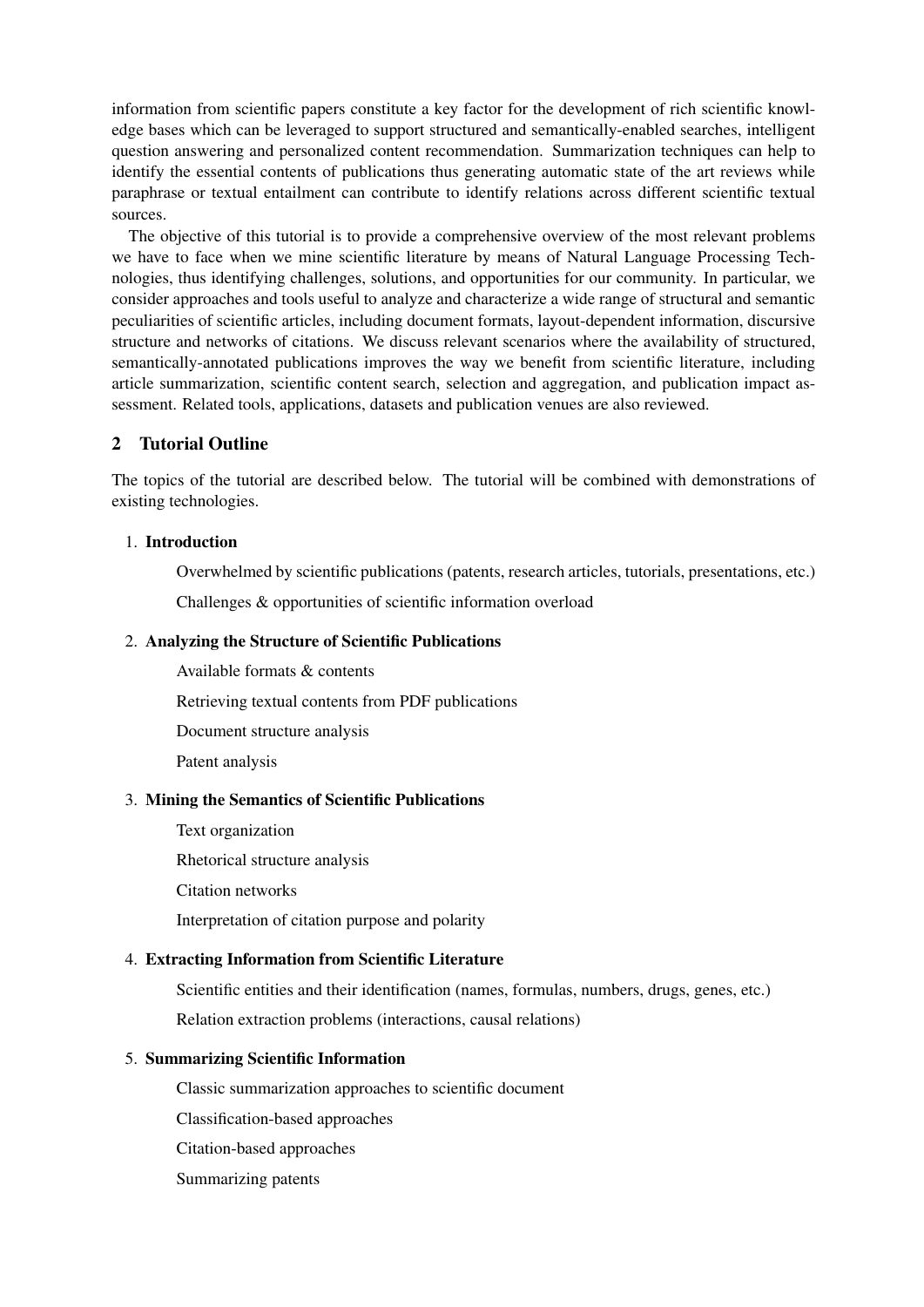information from scientific papers constitute a key factor for the development of rich scientific knowledge bases which can be leveraged to support structured and semantically-enabled searches, intelligent question answering and personalized content recommendation. Summarization techniques can help to identify the essential contents of publications thus generating automatic state of the art reviews while paraphrase or textual entailment can contribute to identify relations across different scientific textual sources.

The objective of this tutorial is to provide a comprehensive overview of the most relevant problems we have to face when we mine scientific literature by means of Natural Language Processing Technologies, thus identifying challenges, solutions, and opportunities for our community. In particular, we consider approaches and tools useful to analyze and characterize a wide range of structural and semantic peculiarities of scientific articles, including document formats, layout-dependent information, discursive structure and networks of citations. We discuss relevant scenarios where the availability of structured, semantically-annotated publications improves the way we benefit from scientific literature, including article summarization, scientific content search, selection and aggregation, and publication impact assessment. Related tools, applications, datasets and publication venues are also reviewed.

## 2 Tutorial Outline

The topics of the tutorial are described below. The tutorial will be combined with demonstrations of existing technologies.

1. **Introduction**

   Overwhelmed by scientific publications (patents, research articles, tutorials, presentations, etc.)

   Challenges & opportunities of scientific information overload

2. **Analyzing the Structure of Scientific Publications**

   Available formats & contents

   Retrieving textual contents from PDF publications

   Document structure analysis

   Patent analysis

3. **Mining the Semantics of Scientific Publications**

   Text organization

   Rhetorical structure analysis

   Citation networks

   Interpretation of citation purpose and polarity

4. **Extracting Information from Scientific Literature**

   Scientific entities and their identification (names, formulas, numbers, drugs, genes, etc.)

   Relation extraction problems (interactions, causal relations)

5. **Summarizing Scientific Information**

   Classic summarization approaches to scientific document

   Classification-based approaches

   Citation-based approaches

   Summarizing patents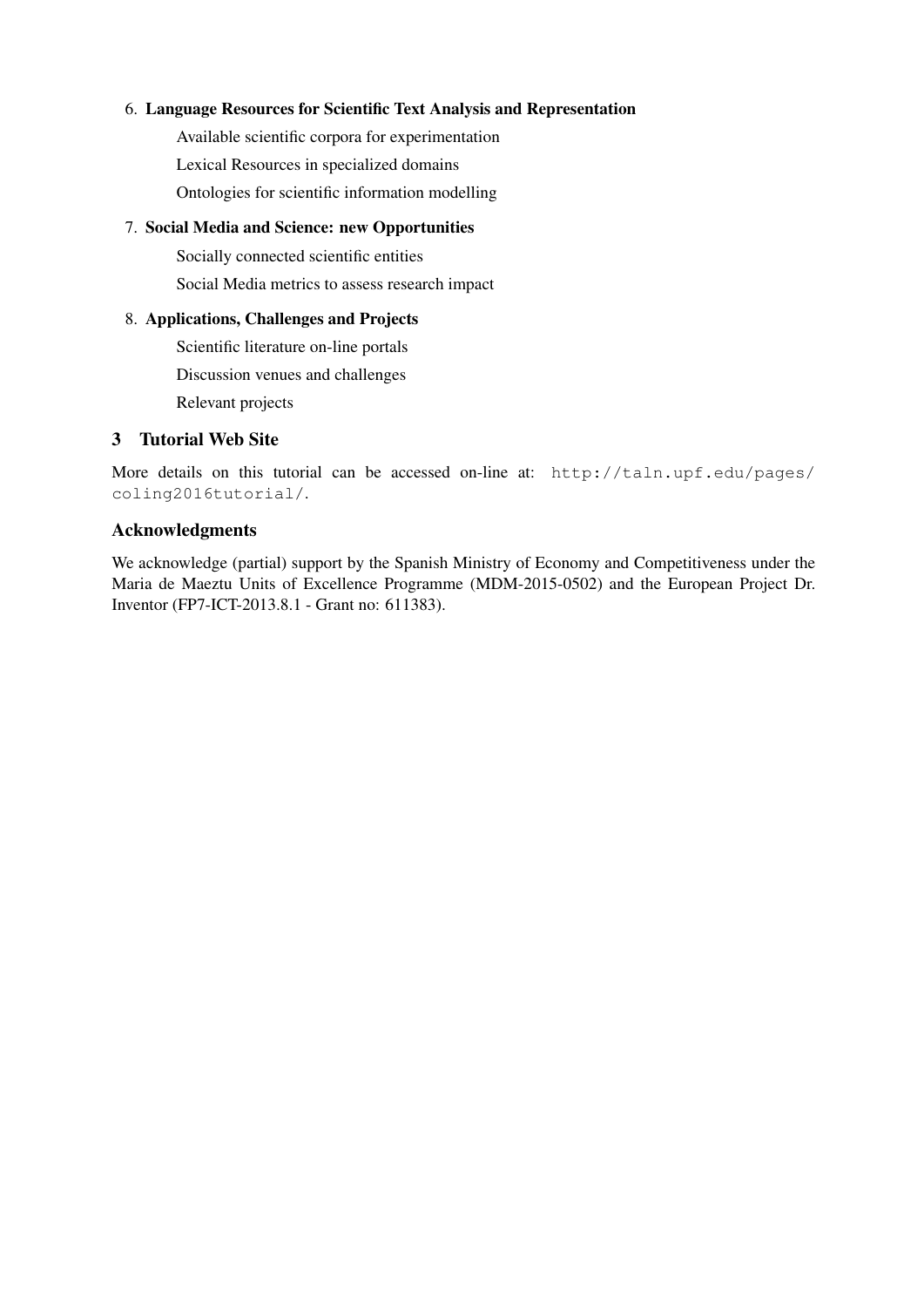6. **Language Resources for Scientific Text Analysis and Representation**

   Available scientific corpora for experimentation

   Lexical Resources in specialized domains

   Ontologies for scientific information modelling

7. **Social Media and Science: new Opportunities**

   Socially connected scientific entities

   Social Media metrics to assess research impact

8. **Applications, Challenges and Projects**

   Scientific literature on-line portals

   Discussion venues and challenges

   Relevant projects

## 3 Tutorial Web Site

More details on this tutorial can be accessed on-line at: `http://taln.upf.edu/pages/coling2016tutorial/`.

## Acknowledgments

We acknowledge (partial) support by the Spanish Ministry of Economy and Competitiveness under the Maria de Maeztu Units of Excellence Programme (MDM-2015-0502) and the European Project Dr. Inventor (FP7-ICT-2013.8.1 - Grant no: 611383).